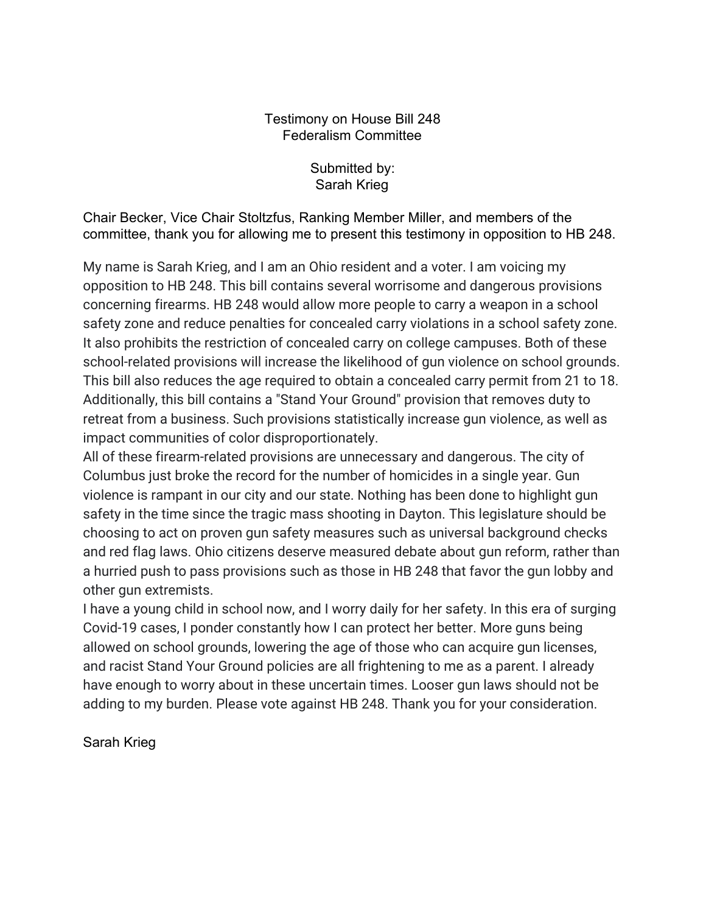Testimony on House Bill 248
Federalism Committee

Submitted by:
Sarah Krieg

Chair Becker, Vice Chair Stoltzfus, Ranking Member Miller, and members of the committee, thank you for allowing me to present this testimony in opposition to HB 248.

My name is Sarah Krieg, and I am an Ohio resident and a voter. I am voicing my opposition to HB 248. This bill contains several worrisome and dangerous provisions concerning firearms. HB 248 would allow more people to carry a weapon in a school safety zone and reduce penalties for concealed carry violations in a school safety zone. It also prohibits the restriction of concealed carry on college campuses. Both of these school-related provisions will increase the likelihood of gun violence on school grounds. This bill also reduces the age required to obtain a concealed carry permit from 21 to 18. Additionally, this bill contains a "Stand Your Ground" provision that removes duty to retreat from a business. Such provisions statistically increase gun violence, as well as impact communities of color disproportionately.

All of these firearm-related provisions are unnecessary and dangerous. The city of Columbus just broke the record for the number of homicides in a single year. Gun violence is rampant in our city and our state. Nothing has been done to highlight gun safety in the time since the tragic mass shooting in Dayton. This legislature should be choosing to act on proven gun safety measures such as universal background checks and red flag laws. Ohio citizens deserve measured debate about gun reform, rather than a hurried push to pass provisions such as those in HB 248 that favor the gun lobby and other gun extremists.

I have a young child in school now, and I worry daily for her safety. In this era of surging Covid-19 cases, I ponder constantly how I can protect her better. More guns being allowed on school grounds, lowering the age of those who can acquire gun licenses, and racist Stand Your Ground policies are all frightening to me as a parent. I already have enough to worry about in these uncertain times. Looser gun laws should not be adding to my burden. Please vote against HB 248. Thank you for your consideration.

Sarah Krieg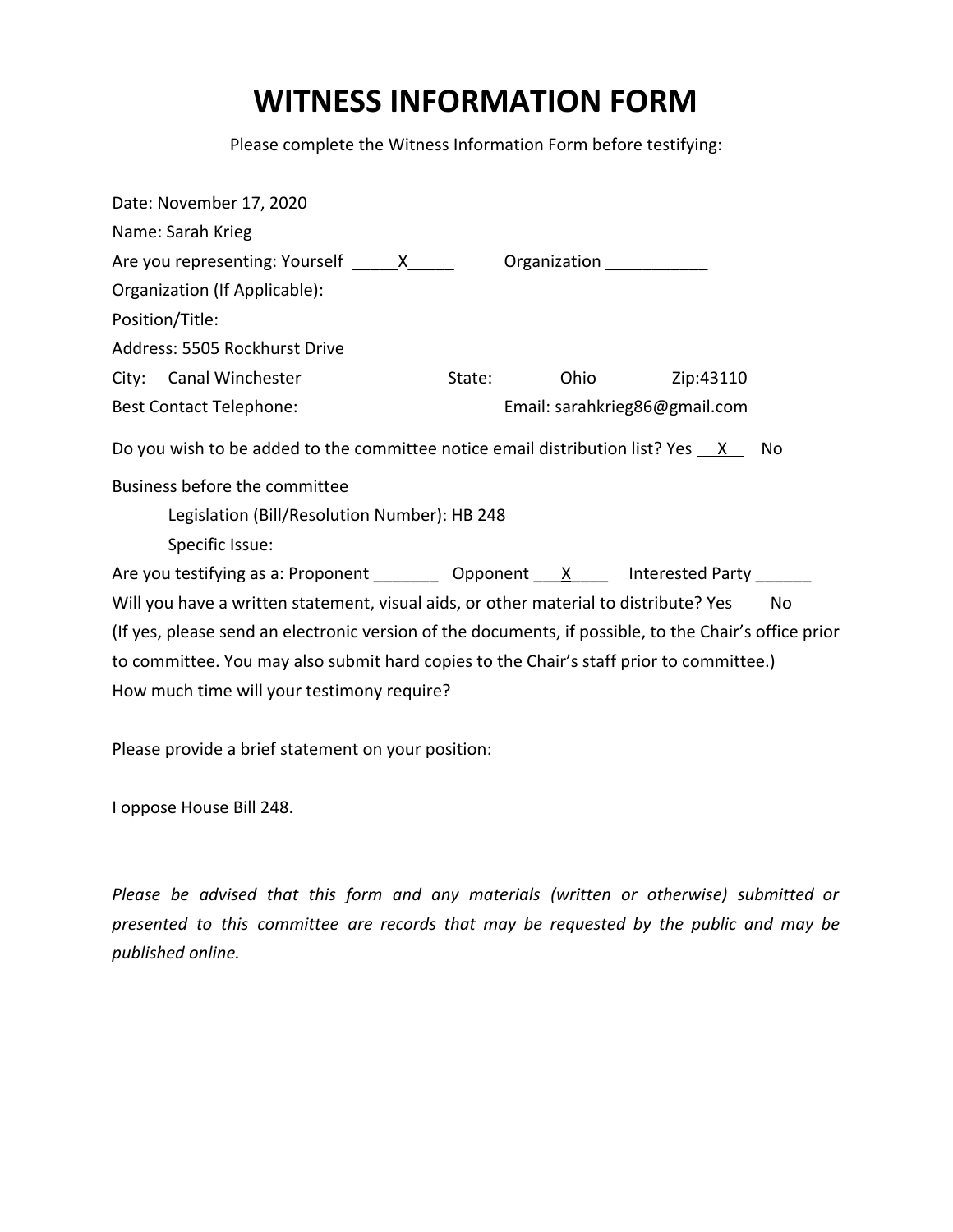# WITNESS INFORMATION FORM

Please complete the Witness Information Form before testifying:

Date: November 17, 2020

Name: Sarah Krieg

Are you representing: Yourself _____X_____ Organization ___________

Organization (If Applicable):

Position/Title:

Address: 5505 Rockhurst Drive

City: Canal Winchester State: Ohio Zip:43110

Best Contact Telephone: Email: sarahkrieg86@gmail.com

Do you wish to be added to the committee notice email distribution list? Yes __X__ No

Business before the committee

Legislation (Bill/Resolution Number): HB 248

Specific Issue:

Are you testifying as a: Proponent _______ Opponent ___X____ Interested Party ______

Will you have a written statement, visual aids, or other material to distribute? Yes No

(If yes, please send an electronic version of the documents, if possible, to the Chair's office prior to committee. You may also submit hard copies to the Chair's staff prior to committee.)

How much time will your testimony require?

Please provide a brief statement on your position:

I oppose House Bill 248.

*Please be advised that this form and any materials (written or otherwise) submitted or presented to this committee are records that may be requested by the public and may be published online.*